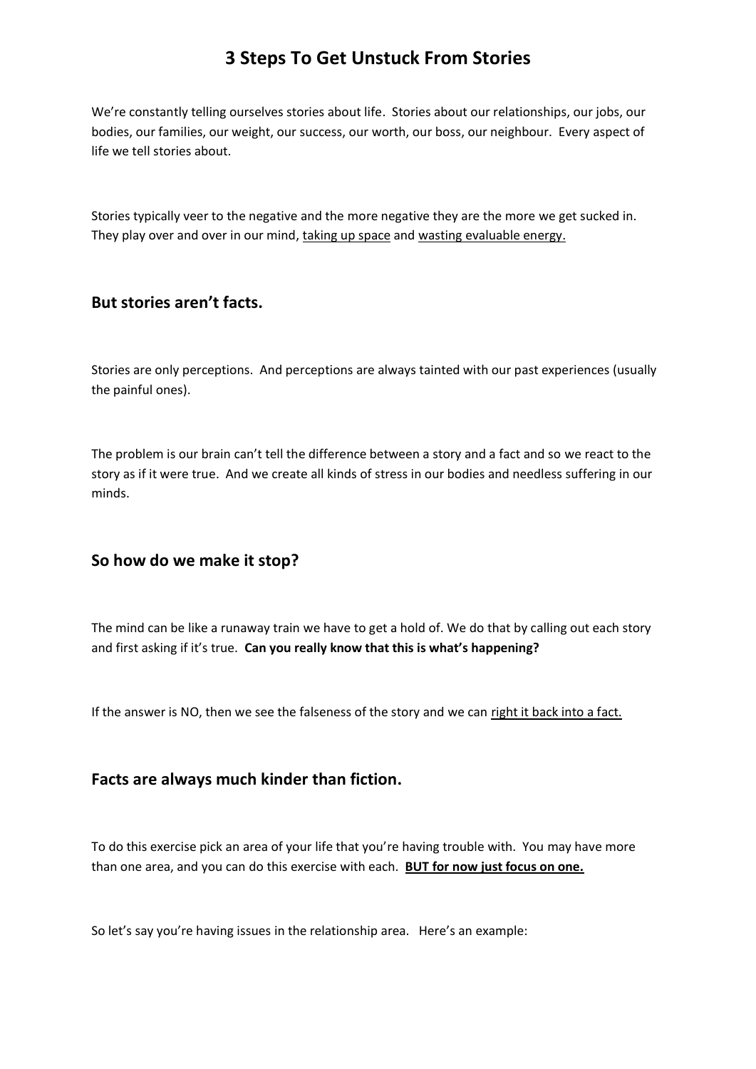# 3 Steps To Get Unstuck From Stories

We're constantly telling ourselves stories about life. Stories about our relationships, our jobs, our bodies, our families, our weight, our success, our worth, our boss, our neighbour. Every aspect of life we tell stories about.

Stories typically veer to the negative and the more negative they are the more we get sucked in. They play over and over in our mind, <u>taking up space</u> and <u>wasting evaluable energy.</u>

## But stories aren't facts.

Stories are only perceptions. And perceptions are always tainted with our past experiences (usually the painful ones).

The problem is our brain can't tell the difference between a story and a fact and so we react to the story as if it were true. And we create all kinds of stress in our bodies and needless suffering in our minds.

## So how do we make it stop?

The mind can be like a runaway train we have to get a hold of. We do that by calling out each story and first asking if it's true. **Can you really know that this is what's happening?**

If the answer is NO, then we see the falseness of the story and we can <u>right it back into a fact.</u>

## Facts are always much kinder than fiction.

To do this exercise pick an area of your life that you're having trouble with. You may have more than one area, and you can do this exercise with each. **<u>BUT for now just focus on one.</u>**

So let's say you're having issues in the relationship area. Here's an example: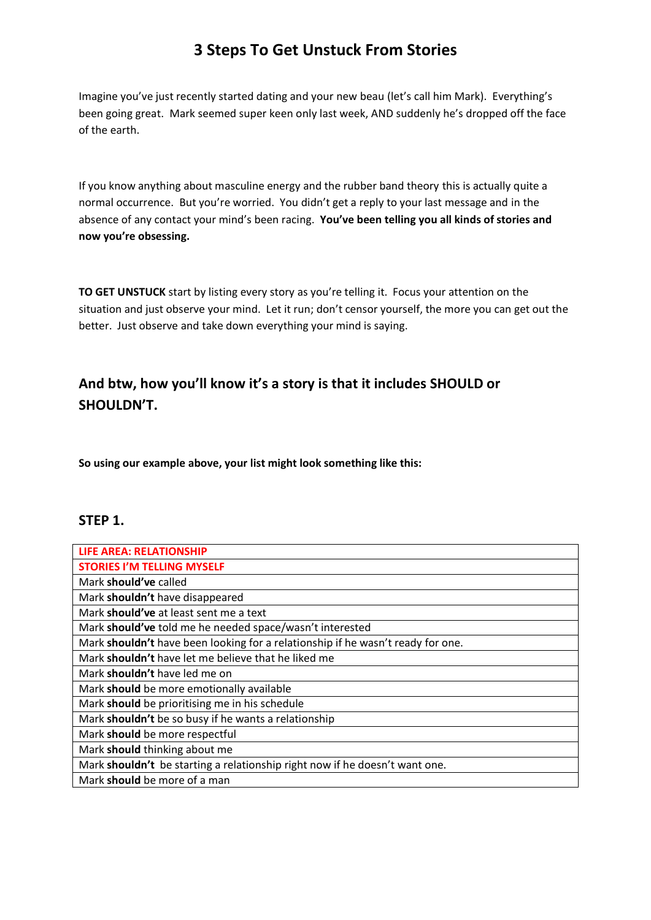# 3 Steps To Get Unstuck From Stories

Imagine you've just recently started dating and your new beau (let's call him Mark). Everything's been going great. Mark seemed super keen only last week, AND suddenly he's dropped off the face of the earth.

If you know anything about masculine energy and the rubber band theory this is actually quite a normal occurrence. But you're worried. You didn't get a reply to your last message and in the absence of any contact your mind's been racing. **You've been telling you all kinds of stories and now you're obsessing.**

**TO GET UNSTUCK** start by listing every story as you're telling it. Focus your attention on the situation and just observe your mind. Let it run; don't censor yourself, the more you can get out the better. Just observe and take down everything your mind is saying.

## And btw, how you'll know it's a story is that it includes SHOULD or SHOULDN'T.

**So using our example above, your list might look something like this:**

### STEP 1.

| LIFE AREA: RELATIONSHIP |
|---|
| STORIES I'M TELLING MYSELF |
| Mark **should've** called |
| Mark **shouldn't** have disappeared |
| Mark **should've** at least sent me a text |
| Mark **should've** told me he needed space/wasn't interested |
| Mark **shouldn't** have been looking for a relationship if he wasn't ready for one. |
| Mark **shouldn't** have let me believe that he liked me |
| Mark **shouldn't** have led me on |
| Mark **should** be more emotionally available |
| Mark **should** be prioritising me in his schedule |
| Mark **shouldn't** be so busy if he wants a relationship |
| Mark **should** be more respectful |
| Mark **should** thinking about me |
| Mark **shouldn't** be starting a relationship right now if he doesn't want one. |
| Mark **should** be more of a man |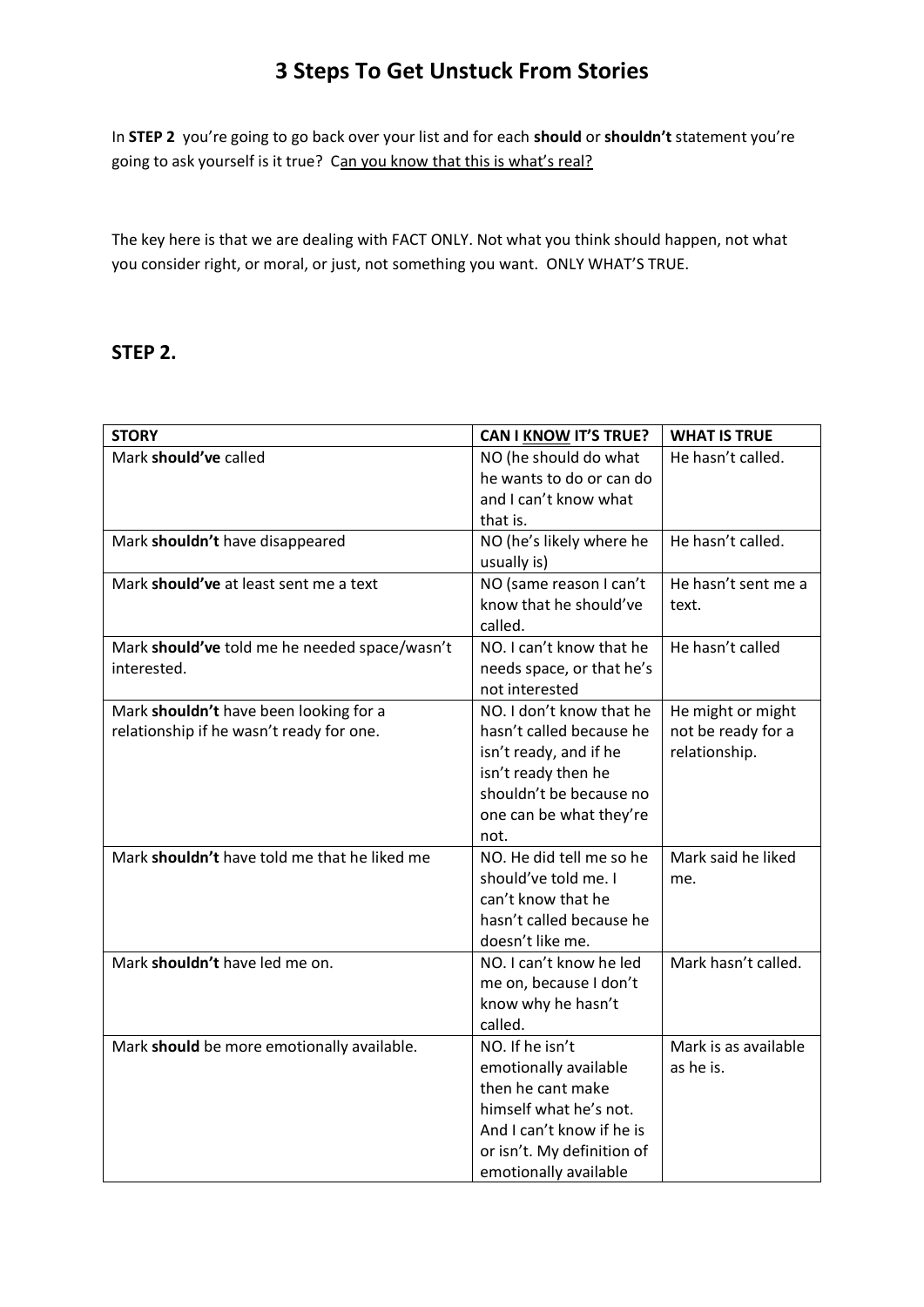# 3 Steps To Get Unstuck From Stories

In **STEP 2** you're going to go back over your list and for each **should** or **shouldn't** statement you're going to ask yourself is it true? C<u>an you know that this is what's real?</u>

The key here is that we are dealing with FACT ONLY. Not what you think should happen, not what you consider right, or moral, or just, not something you want. ONLY WHAT'S TRUE.

## STEP 2.

| **STORY** | **CAN I <u>KNOW</u> IT'S TRUE?** | **WHAT IS TRUE** |
|---|---|---|
| Mark **should've** called | NO (he should do what he wants to do or can do and I can't know what that is. | He hasn't called. |
| Mark **shouldn't** have disappeared | NO (he's likely where he usually is) | He hasn't called. |
| Mark **should've** at least sent me a text | NO (same reason I can't know that he should've called. | He hasn't sent me a text. |
| Mark **should've** told me he needed space/wasn't interested. | NO. I can't know that he needs space, or that he's not interested | He hasn't called |
| Mark **shouldn't** have been looking for a relationship if he wasn't ready for one. | NO. I don't know that he hasn't called because he isn't ready, and if he isn't ready then he shouldn't be because no one can be what they're not. | He might or might not be ready for a relationship. |
| Mark **shouldn't** have told me that he liked me | NO. He did tell me so he should've told me. I can't know that he hasn't called because he doesn't like me. | Mark said he liked me. |
| Mark **shouldn't** have led me on. | NO. I can't know he led me on, because I don't know why he hasn't called. | Mark hasn't called. |
| Mark **should** be more emotionally available. | NO. If he isn't emotionally available then he cant make himself what he's not. And I can't know if he is or isn't. My definition of emotionally available | Mark is as available as he is. |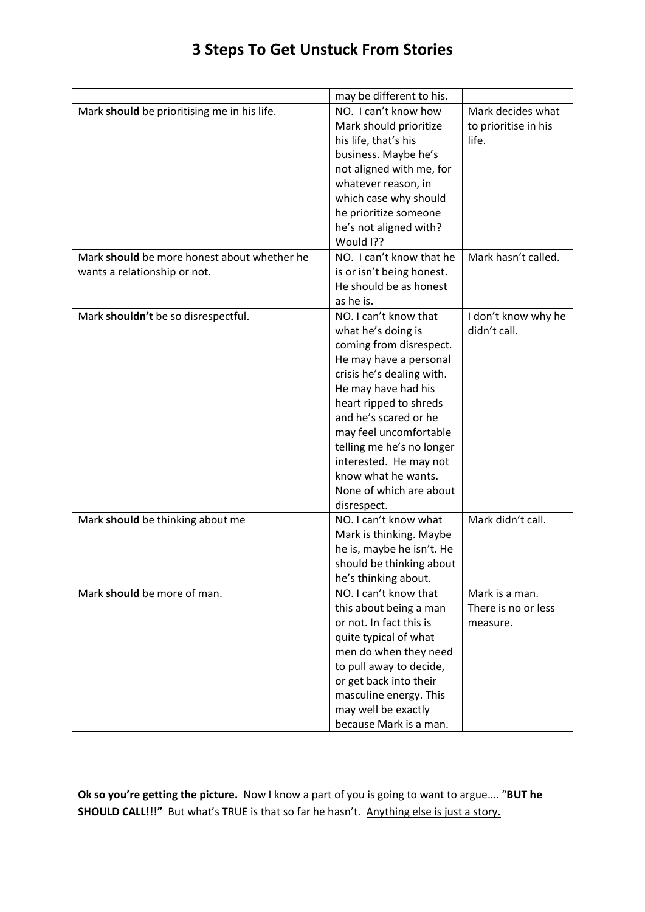# 3 Steps To Get Unstuck From Stories

| | | |
|---|---|---|
| | may be different to his. | |
| Mark **should** be prioritising me in his life. | NO. I can't know how Mark should prioritize his life, that's his business. Maybe he's not aligned with me, for whatever reason, in which case why should he prioritize someone he's not aligned with? Would I?? | Mark decides what to prioritise in his life. |
| Mark **should** be more honest about whether he wants a relationship or not. | NO. I can't know that he is or isn't being honest. He should be as honest as he is. | Mark hasn't called. |
| Mark **shouldn't** be so disrespectful. | NO. I can't know that what he's doing is coming from disrespect. He may have a personal crisis he's dealing with. He may have had his heart ripped to shreds and he's scared or he may feel uncomfortable telling me he's no longer interested. He may not know what he wants. None of which are about disrespect. | I don't know why he didn't call. |
| Mark **should** be thinking about me | NO. I can't know what Mark is thinking. Maybe he is, maybe he isn't. He should be thinking about he's thinking about. | Mark didn't call. |
| Mark **should** be more of man. | NO. I can't know that this about being a man or not. In fact this is quite typical of what men do when they need to pull away to decide, or get back into their masculine energy. This may well be exactly because Mark is a man. | Mark is a man. There is no or less measure. |

**Ok so you're getting the picture.** Now I know a part of you is going to want to argue…. "**BUT he SHOULD CALL!!!"** But what's TRUE is that so far he hasn't. <u>Anything else is just a story.</u>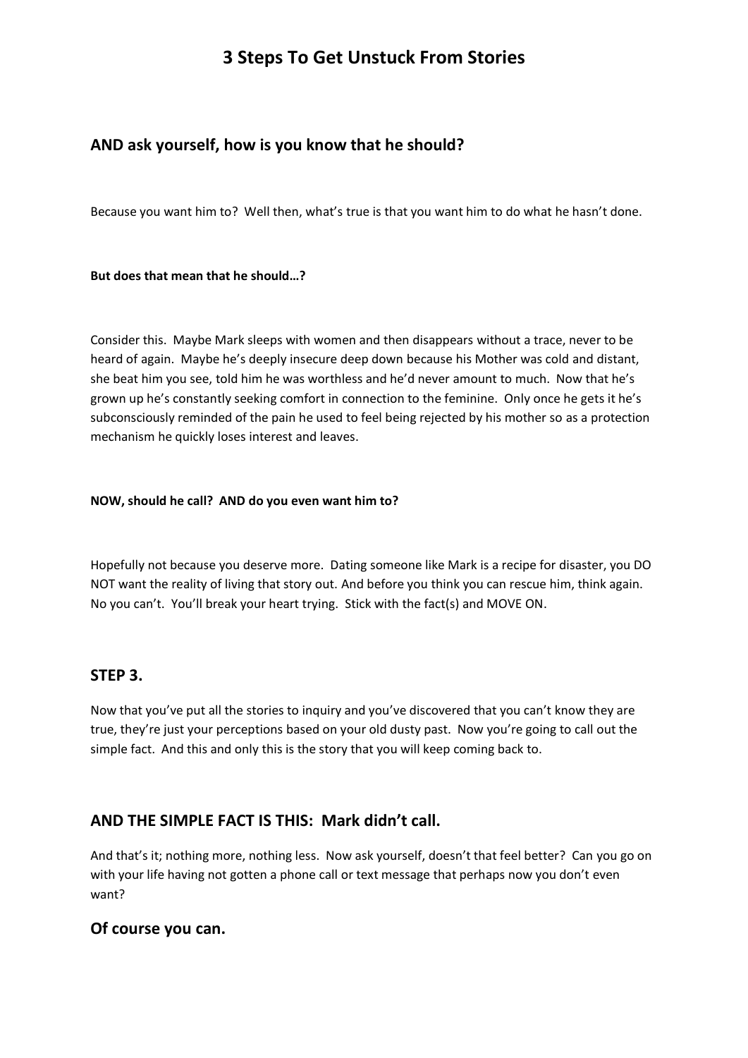# 3 Steps To Get Unstuck From Stories

## AND ask yourself, how is you know that he should?

Because you want him to? Well then, what's true is that you want him to do what he hasn't done.

**But does that mean that he should…?**

Consider this. Maybe Mark sleeps with women and then disappears without a trace, never to be heard of again. Maybe he's deeply insecure deep down because his Mother was cold and distant, she beat him you see, told him he was worthless and he'd never amount to much. Now that he's grown up he's constantly seeking comfort in connection to the feminine. Only once he gets it he's subconsciously reminded of the pain he used to feel being rejected by his mother so as a protection mechanism he quickly loses interest and leaves.

**NOW, should he call? AND do you even want him to?**

Hopefully not because you deserve more. Dating someone like Mark is a recipe for disaster, you DO NOT want the reality of living that story out. And before you think you can rescue him, think again. No you can't. You'll break your heart trying. Stick with the fact(s) and MOVE ON.

## STEP 3.

Now that you've put all the stories to inquiry and you've discovered that you can't know they are true, they're just your perceptions based on your old dusty past. Now you're going to call out the simple fact. And this and only this is the story that you will keep coming back to.

## AND THE SIMPLE FACT IS THIS: Mark didn't call.

And that's it; nothing more, nothing less. Now ask yourself, doesn't that feel better? Can you go on with your life having not gotten a phone call or text message that perhaps now you don't even want?

## Of course you can.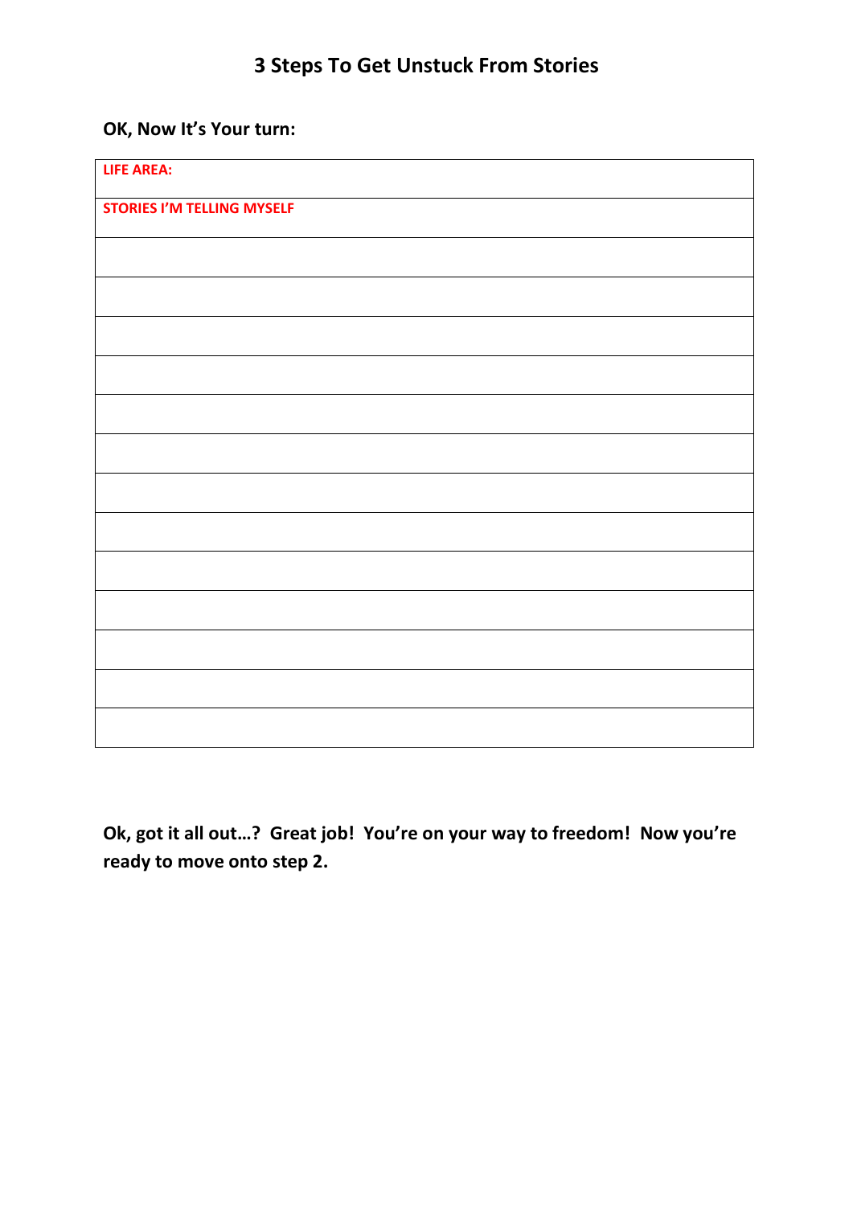## 3 Steps To Get Unstuck From Stories

**OK, Now It's Your turn:**

| **LIFE AREA:** |
|---|
| **STORIES I'M TELLING MYSELF** |
| |
| |
| |
| |
| |
| |
| |
| |
| |
| |
| |
| |
| |

**Ok, got it all out…? Great job! You're on your way to freedom! Now you're ready to move onto step 2.**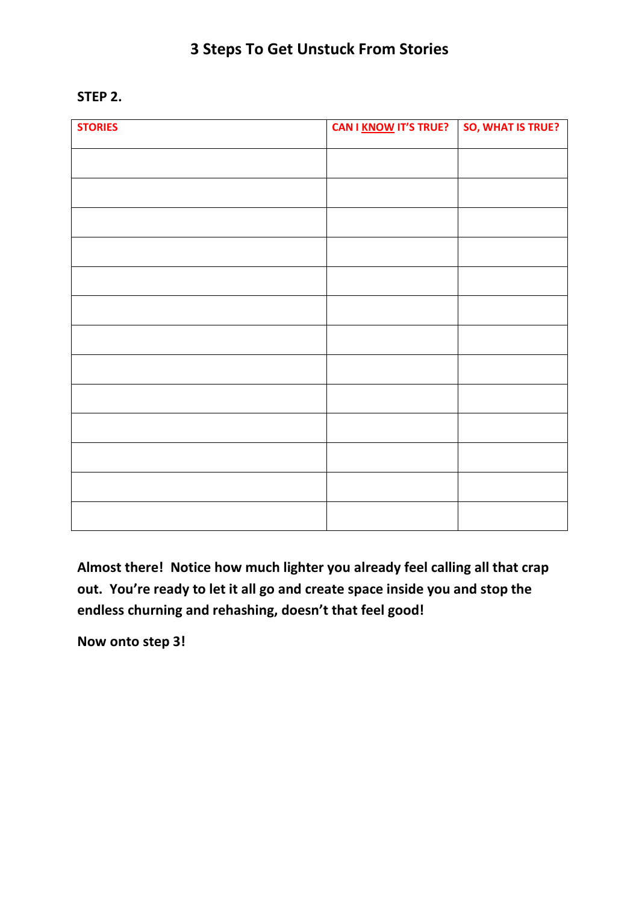# 3 Steps To Get Unstuck From Stories

**STEP 2.**

| STORIES | CAN I KNOW IT'S TRUE? | SO, WHAT IS TRUE? |
|---|---|---|
| | | |
| | | |
| | | |
| | | |
| | | |
| | | |
| | | |
| | | |
| | | |
| | | |
| | | |
| | | |
| | | |

**Almost there! Notice how much lighter you already feel calling all that crap out. You're ready to let it all go and create space inside you and stop the endless churning and rehashing, doesn't that feel good!**

**Now onto step 3!**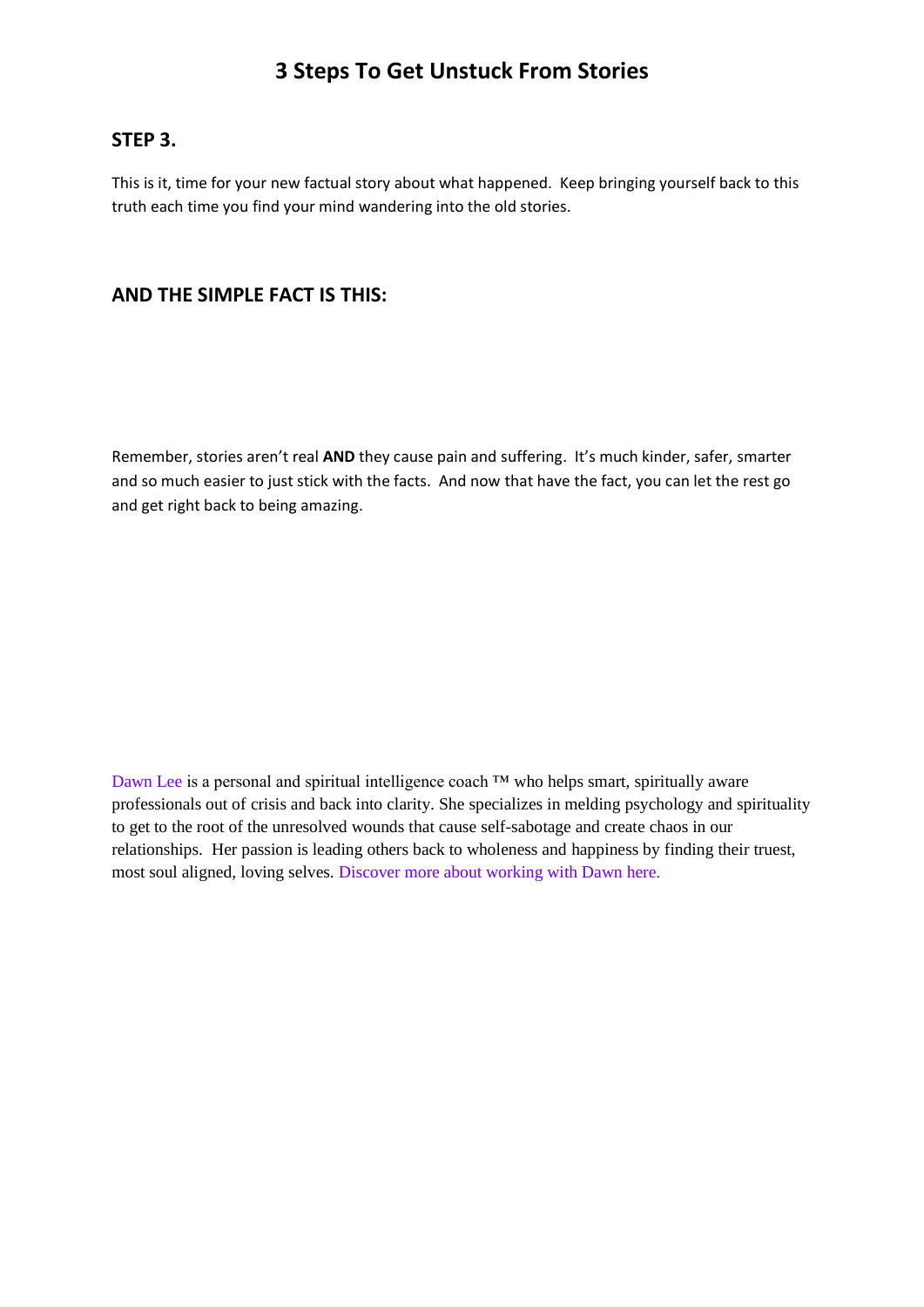# 3 Steps To Get Unstuck From Stories

## STEP 3.

This is it, time for your new factual story about what happened. Keep bringing yourself back to this truth each time you find your mind wandering into the old stories.

## AND THE SIMPLE FACT IS THIS:

Remember, stories aren't real **AND** they cause pain and suffering. It's much kinder, safer, smarter and so much easier to just stick with the facts. And now that have the fact, you can let the rest go and get right back to being amazing.

Dawn Lee is a personal and spiritual intelligence coach ™ who helps smart, spiritually aware professionals out of crisis and back into clarity. She specializes in melding psychology and spirituality to get to the root of the unresolved wounds that cause self-sabotage and create chaos in our relationships. Her passion is leading others back to wholeness and happiness by finding their truest, most soul aligned, loving selves. Discover more about working with Dawn here.